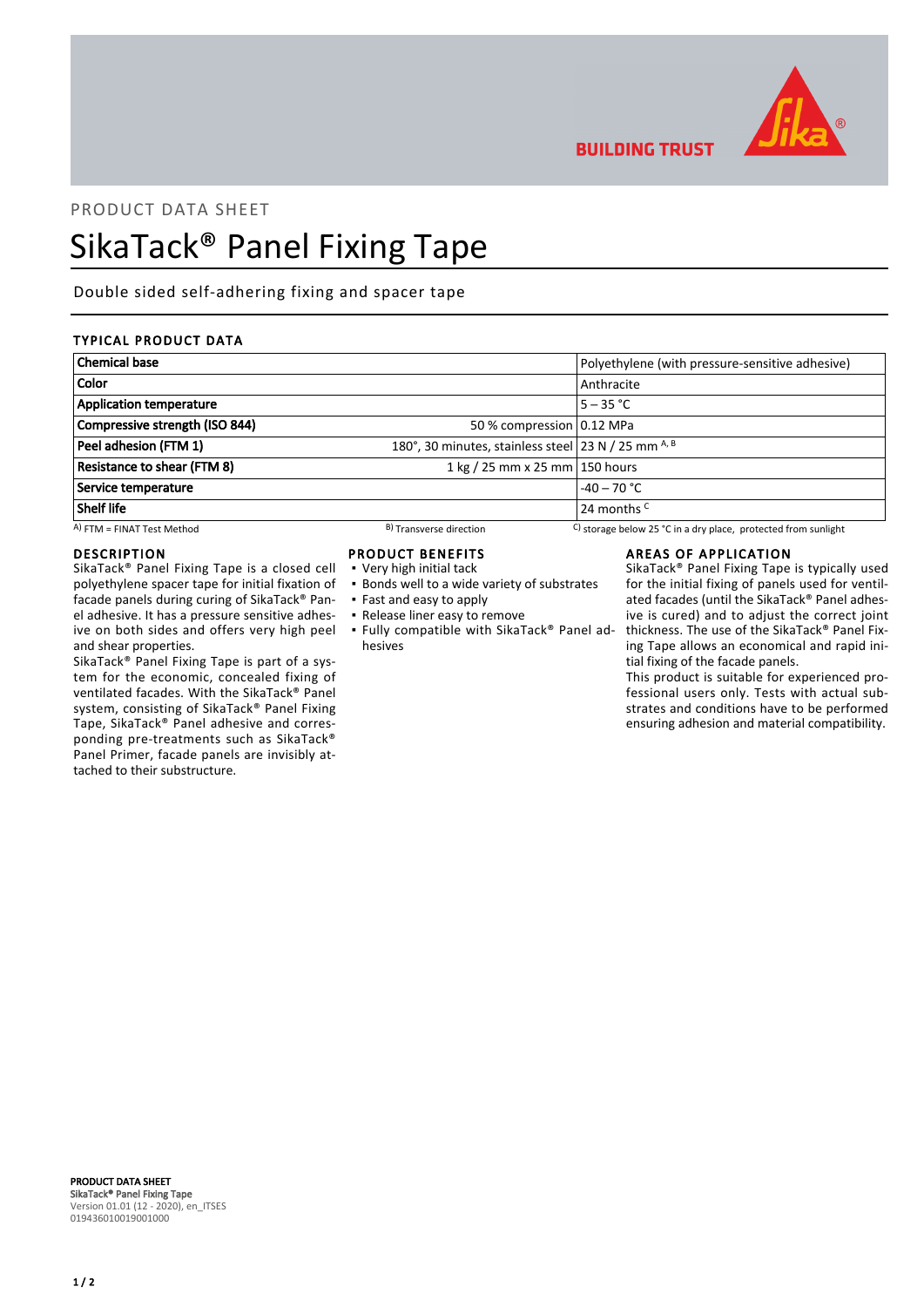PRODUCT DATA SHEET

# SikaTack® Panel Fixing Tape

Double sided self-adhering fixing and spacer tape

## TYPICAL PRODUCT DATA

| | | |
|---|---|---|
| **Chemical base** | | Polyethylene (with pressure-sensitive adhesive) |
| **Color** | | Anthracite |
| **Application temperature** | | 5 – 35 °C |
| **Compressive strength (ISO 844)** | 50 % compression | 0.12 MPa |
| **Peel adhesion (FTM 1)** | 180°, 30 minutes, stainless steel | 23 N / 25 mm [A, B] |
| **Resistance to shear (FTM 8)** | 1 kg / 25 mm x 25 mm | 150 hours |
| **Service temperature** | | -40 – 70 °C |
| **Shelf life** | | 24 months [C] |

[A] FTM = FINAT Test Method [B] Transverse direction [C] storage below 25 °C in a dry place, protected from sunlight

## DESCRIPTION

SikaTack® Panel Fixing Tape is a closed cell polyethylene spacer tape for initial fixation of facade panels during curing of SikaTack® Panel adhesive. It has a pressure sensitive adhesive on both sides and offers very high peel and shear properties.

SikaTack® Panel Fixing Tape is part of a system for the economic, concealed fixing of ventilated facades. With the SikaTack® Panel system, consisting of SikaTack® Panel Fixing Tape, SikaTack® Panel adhesive and corresponding pre-treatments such as SikaTack® Panel Primer, facade panels are invisibly attached to their substructure.

## PRODUCT BENEFITS

- Very high initial tack
- Bonds well to a wide variety of substrates
- Fast and easy to apply
- Release liner easy to remove
- Fully compatible with SikaTack® Panel adhesives

## AREAS OF APPLICATION

SikaTack® Panel Fixing Tape is typically used for the initial fixing of panels used for ventilated facades (until the SikaTack® Panel adhesive is cured) and to adjust the correct joint thickness. The use of the SikaTack® Panel Fixing Tape allows an economical and rapid initial fixing of the facade panels.

This product is suitable for experienced professional users only. Tests with actual substrates and conditions have to be performed ensuring adhesion and material compatibility.

**PRODUCT DATA SHEET**
**SikaTack® Panel Fixing Tape**
Version 01.01 (12 - 2020), en_ITSES
019436010019001000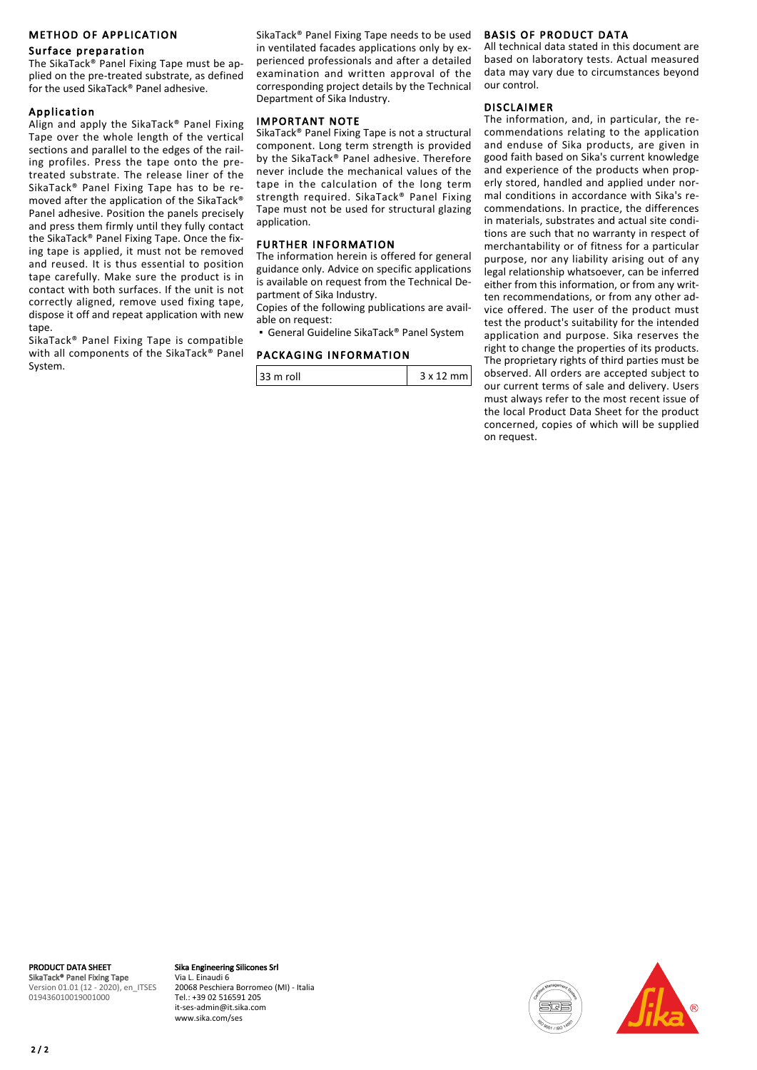## METHOD OF APPLICATION

### Surface preparation

The SikaTack® Panel Fixing Tape must be applied on the pre-treated substrate, as defined for the used SikaTack® Panel adhesive.

### Application

Align and apply the SikaTack® Panel Fixing Tape over the whole length of the vertical sections and parallel to the edges of the railing profiles. Press the tape onto the pre-treated substrate. The release liner of the SikaTack® Panel Fixing Tape has to be removed after the application of the SikaTack® Panel adhesive. Position the panels precisely and press them firmly until they fully contact the SikaTack® Panel Fixing Tape. Once the fixing tape is applied, it must not be removed and reused. It is thus essential to position tape carefully. Make sure the product is in contact with both surfaces. If the unit is not correctly aligned, remove used fixing tape, dispose it off and repeat application with new tape.

SikaTack® Panel Fixing Tape is compatible with all components of the SikaTack® Panel System.

SikaTack® Panel Fixing Tape needs to be used in ventilated facades applications only by experienced professionals and after a detailed examination and written approval of the corresponding project details by the Technical Department of Sika Industry.

## IMPORTANT NOTE

SikaTack® Panel Fixing Tape is not a structural component. Long term strength is provided by the SikaTack® Panel adhesive. Therefore never include the mechanical values of the tape in the calculation of the long term strength required. SikaTack® Panel Fixing Tape must not be used for structural glazing application.

## FURTHER INFORMATION

The information herein is offered for general guidance only. Advice on specific applications is available on request from the Technical Department of Sika Industry.

Copies of the following publications are available on request:

- General Guideline SikaTack® Panel System

## PACKAGING INFORMATION

| | |
|---|---|
| 33 m roll | 3 x 12 mm |

## BASIS OF PRODUCT DATA

All technical data stated in this document are based on laboratory tests. Actual measured data may vary due to circumstances beyond our control.

## DISCLAIMER

The information, and, in particular, the recommendations relating to the application and enduse of Sika products, are given in good faith based on Sika's current knowledge and experience of the products when properly stored, handled and applied under normal conditions in accordance with Sika's recommendations. In practice, the differences in materials, substrates and actual site conditions are such that no warranty in respect of merchantability or of fitness for a particular purpose, nor any liability arising out of any legal relationship whatsoever, can be inferred either from this information, or from any written recommendations, or from any other advice offered. The user of the product must test the product's suitability for the intended application and purpose. Sika reserves the right to change the properties of its products. The proprietary rights of third parties must be observed. All orders are accepted subject to our current terms of sale and delivery. Users must always refer to the most recent issue of the local Product Data Sheet for the product concerned, copies of which will be supplied on request.

**PRODUCT DATA SHEET**
**SikaTack® Panel Fixing Tape**
Version 01.01 (12 - 2020), en_ITSES
019436010019001000

**Sika Engineering Silicones Srl**
Via L. Einaudi 6
20068 Peschiera Borromeo (MI) - Italia
Tel.: +39 02 516591 205
it-ses-admin@it.sika.com
www.sika.com/ses